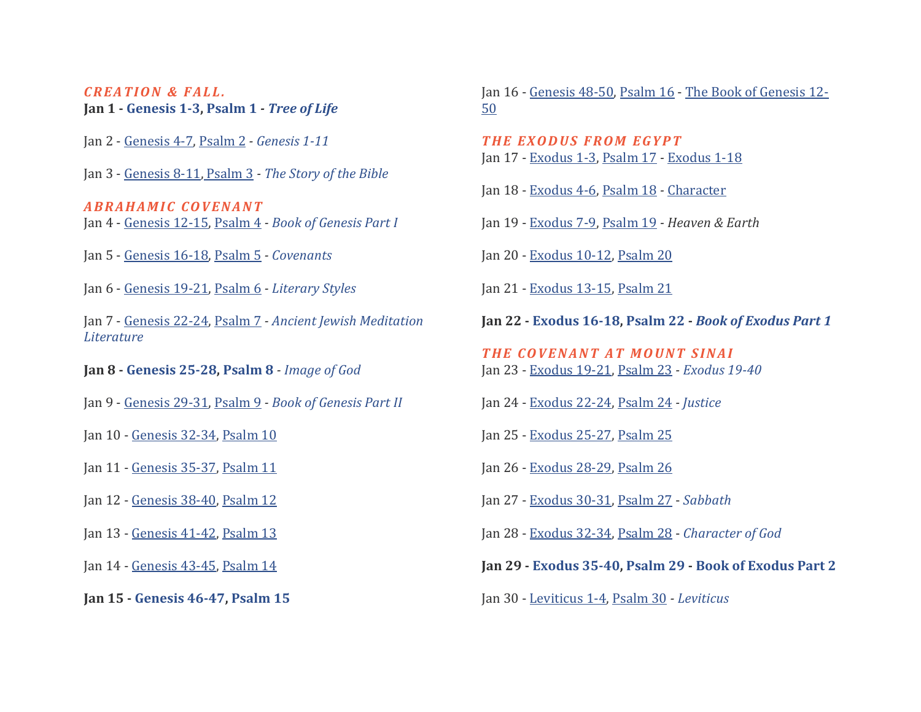### *CREATION & FALL.*

**Jan 1 - Genesis 1-3, Psalm 1 - *Tree of Life***

Jan 2 - Genesis 4-7, Psalm 2 - *Genesis 1-11*

Jan 3 - Genesis 8-11, Psalm 3 - *The Story of the Bible*

### *ABRAHAMIC COVENANT*

Jan 4 - Genesis 12-15, Psalm 4 - *Book of Genesis Part I*

Jan 5 - Genesis 16-18, Psalm 5 - *Covenants*

Jan 6 - Genesis 19-21, Psalm 6 - *Literary Styles*

Jan 7 - Genesis 22-24, Psalm 7 - *Ancient Jewish Meditation Literature*

**Jan 8 - Genesis 25-28, Psalm 8** - *Image of God*

Jan 9 - Genesis 29-31, Psalm 9 - *Book of Genesis Part II*

Jan 10 - Genesis 32-34, Psalm 10

Jan 11 - Genesis 35-37, Psalm 11

Jan 12 - Genesis 38-40, Psalm 12

Jan 13 - Genesis 41-42, Psalm 13

Jan 14 - Genesis 43-45, Psalm 14

**Jan 15 - Genesis 46-47, Psalm 15**

Jan 16 - Genesis 48-50, Psalm 16 - The Book of Genesis 12-50

### *THE EXODUS FROM EGYPT*

Jan 17 - Exodus 1-3, Psalm 17 - Exodus 1-18

Jan 18 - Exodus 4-6, Psalm 18 - Character

Jan 19 - Exodus 7-9, Psalm 19 - *Heaven & Earth*

Jan 20 - Exodus 10-12, Psalm 20

Jan 21 - Exodus 13-15, Psalm 21

**Jan 22 - Exodus 16-18, Psalm 22 - *Book of Exodus Part 1***

### *THE COVENANT AT MOUNT SINAI*

Jan 23 - Exodus 19-21, Psalm 23 - *Exodus 19-40*

Jan 24 - Exodus 22-24, Psalm 24 - *Justice*

Jan 25 - Exodus 25-27, Psalm 25

Jan 26 - Exodus 28-29, Psalm 26

Jan 27 - Exodus 30-31, Psalm 27 - *Sabbath*

Jan 28 - Exodus 32-34, Psalm 28 - *Character of God*

**Jan 29 - Exodus 35-40, Psalm 29 - Book of Exodus Part 2**

Jan 30 - Leviticus 1-4, Psalm 30 - *Leviticus*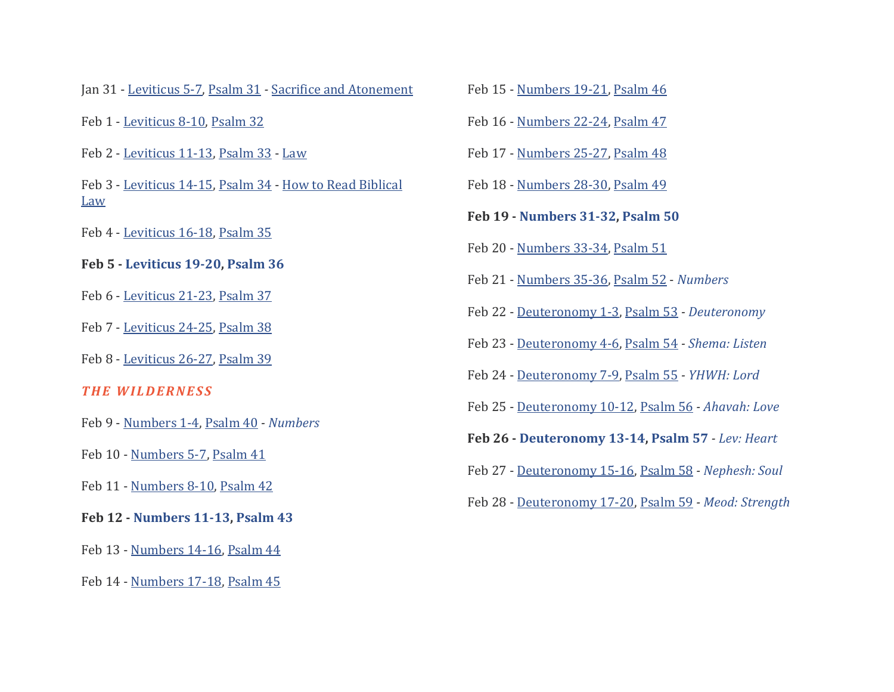Jan 31 - Leviticus 5-7, Psalm 31 - Sacrifice and Atonement

Feb 1 - Leviticus 8-10, Psalm 32

Feb 2 - Leviticus 11-13, Psalm 33 - Law

Feb 3 - Leviticus 14-15, Psalm 34 - How to Read Biblical Law

Feb 4 - Leviticus 16-18, Psalm 35

**Feb 5 - Leviticus 19-20, Psalm 36**

Feb 6 - Leviticus 21-23, Psalm 37

Feb 7 - Leviticus 24-25, Psalm 38

Feb 8 - Leviticus 26-27, Psalm 39

## *THE WILDERNESS*

Feb 9 - Numbers 1-4, Psalm 40 - *Numbers*

Feb 10 - Numbers 5-7, Psalm 41

Feb 11 - Numbers 8-10, Psalm 42

**Feb 12 - Numbers 11-13, Psalm 43**

Feb 13 - Numbers 14-16, Psalm 44

Feb 14 - Numbers 17-18, Psalm 45

Feb 15 - Numbers 19-21, Psalm 46

Feb 16 - Numbers 22-24, Psalm 47

Feb 17 - Numbers 25-27, Psalm 48

Feb 18 - Numbers 28-30, Psalm 49

**Feb 19 - Numbers 31-32, Psalm 50**

Feb 20 - Numbers 33-34, Psalm 51

Feb 21 - Numbers 35-36, Psalm 52 - *Numbers*

Feb 22 - Deuteronomy 1-3, Psalm 53 - *Deuteronomy*

Feb 23 - Deuteronomy 4-6, Psalm 54 - *Shema: Listen*

Feb 24 - Deuteronomy 7-9, Psalm 55 - *YHWH: Lord*

Feb 25 - Deuteronomy 10-12, Psalm 56 - *Ahavah: Love*

**Feb 26 - Deuteronomy 13-14, Psalm 57** - *Lev: Heart*

Feb 27 - Deuteronomy 15-16, Psalm 58 - *Nephesh: Soul*

Feb 28 - Deuteronomy 17-20, Psalm 59 - *Meod: Strength*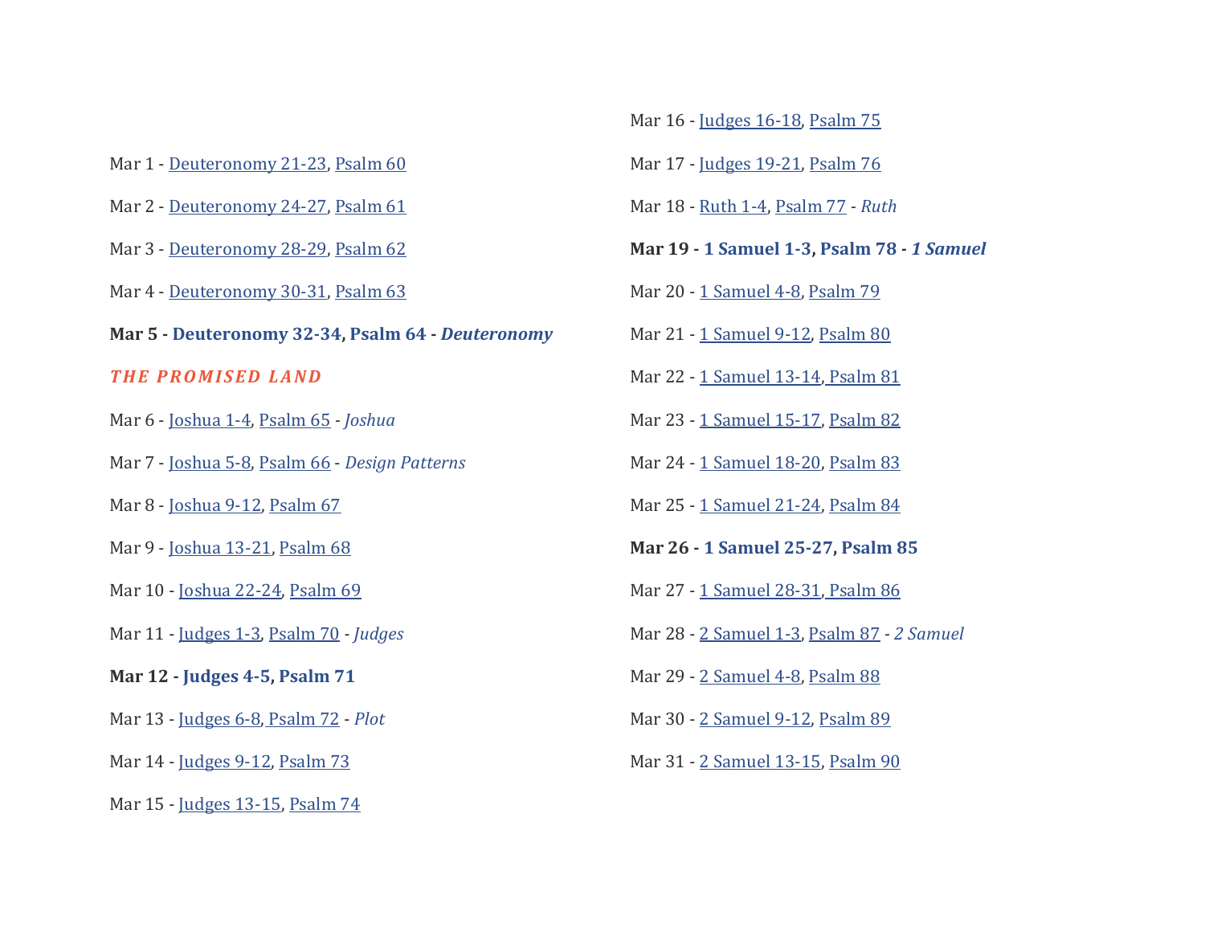Mar 1 - Deuteronomy 21-23, Psalm 60

Mar 2 - Deuteronomy 24-27, Psalm 61

Mar 3 - Deuteronomy 28-29, Psalm 62

Mar 4 - Deuteronomy 30-31, Psalm 63

**Mar 5 - Deuteronomy 32-34, Psalm 64 - *Deuteronomy***

***THE PROMISED LAND***

Mar 6 - Joshua 1-4, Psalm 65 - *Joshua*

Mar 7 - Joshua 5-8, Psalm 66 - *Design Patterns*

Mar 8 - Joshua 9-12, Psalm 67

Mar 9 - Joshua 13-21, Psalm 68

Mar 10 - Joshua 22-24, Psalm 69

Mar 11 - Judges 1-3, Psalm 70 - *Judges*

**Mar 12 - Judges 4-5, Psalm 71**

Mar 13 - Judges 6-8, Psalm 72 - *Plot*

Mar 14 - Judges 9-12, Psalm 73

Mar 15 - Judges 13-15, Psalm 74

Mar 16 - Judges 16-18, Psalm 75

Mar 17 - Judges 19-21, Psalm 76

Mar 18 - Ruth 1-4, Psalm 77 - *Ruth*

**Mar 19 - 1 Samuel 1-3, Psalm 78 - *1 Samuel***

Mar 20 - 1 Samuel 4-8, Psalm 79

Mar 21 - 1 Samuel 9-12, Psalm 80

Mar 22 - 1 Samuel 13-14, Psalm 81

Mar 23 - 1 Samuel 15-17, Psalm 82

Mar 24 - 1 Samuel 18-20, Psalm 83

Mar 25 - 1 Samuel 21-24, Psalm 84

**Mar 26 - 1 Samuel 25-27, Psalm 85**

Mar 27 - 1 Samuel 28-31, Psalm 86

Mar 28 - 2 Samuel 1-3, Psalm 87 - *2 Samuel*

Mar 29 - 2 Samuel 4-8, Psalm 88

Mar 30 - 2 Samuel 9-12, Psalm 89

Mar 31 - 2 Samuel 13-15, Psalm 90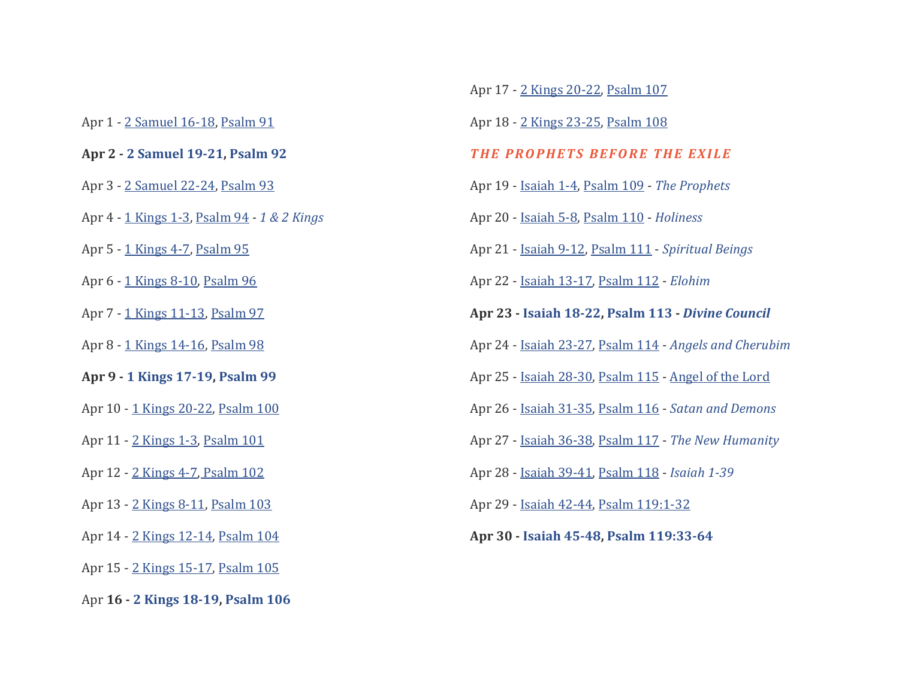Apr 1 - 2 Samuel 16-18, Psalm 91

**Apr 2 - 2 Samuel 19-21, Psalm 92**

Apr 3 - 2 Samuel 22-24, Psalm 93

Apr 4 - 1 Kings 1-3, Psalm 94 - *1 & 2 Kings*

Apr 5 - 1 Kings 4-7, Psalm 95

Apr 6 - 1 Kings 8-10, Psalm 96

Apr 7 - 1 Kings 11-13, Psalm 97

Apr 8 - 1 Kings 14-16, Psalm 98

**Apr 9 - 1 Kings 17-19, Psalm 99**

Apr 10 - 1 Kings 20-22, Psalm 100

Apr 11 - 2 Kings 1-3, Psalm 101

Apr 12 - 2 Kings 4-7, Psalm 102

Apr 13 - 2 Kings 8-11, Psalm 103

Apr 14 - 2 Kings 12-14, Psalm 104

Apr 15 - 2 Kings 15-17, Psalm 105

Apr **16 - 2 Kings 18-19, Psalm 106**

Apr 17 - 2 Kings 20-22, Psalm 107

Apr 18 - 2 Kings 23-25, Psalm 108

## *THE PROPHETS BEFORE THE EXILE*

Apr 19 - Isaiah 1-4, Psalm 109 - *The Prophets*

Apr 20 - Isaiah 5-8, Psalm 110 - *Holiness*

Apr 21 - Isaiah 9-12, Psalm 111 - *Spiritual Beings*

Apr 22 - Isaiah 13-17, Psalm 112 - *Elohim*

**Apr 23 - Isaiah 18-22, Psalm 113 - *Divine Council***

Apr 24 - Isaiah 23-27, Psalm 114 - *Angels and Cherubim*

Apr 25 - Isaiah 28-30, Psalm 115 - Angel of the Lord

Apr 26 - Isaiah 31-35, Psalm 116 - *Satan and Demons*

Apr 27 - Isaiah 36-38, Psalm 117 - *The New Humanity*

Apr 28 - Isaiah 39-41, Psalm 118 - *Isaiah 1-39*

Apr 29 - Isaiah 42-44, Psalm 119:1-32

**Apr 30 - Isaiah 45-48, Psalm 119:33-64**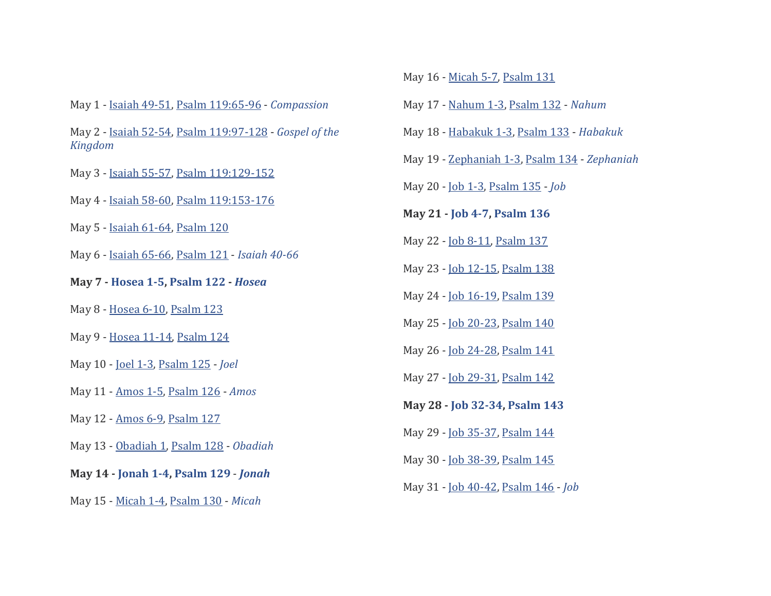May 1 - Isaiah 49-51, Psalm 119:65-96 - *Compassion*

May 2 - Isaiah 52-54, Psalm 119:97-128 - *Gospel of the Kingdom*

May 3 - Isaiah 55-57, Psalm 119:129-152

May 4 - Isaiah 58-60, Psalm 119:153-176

May 5 - Isaiah 61-64, Psalm 120

May 6 - Isaiah 65-66, Psalm 121 - *Isaiah 40-66*

**May 7 - Hosea 1-5, Psalm 122 - *Hosea***

May 8 - Hosea 6-10, Psalm 123

May 9 - Hosea 11-14, Psalm 124

May 10 - Joel 1-3, Psalm 125 - *Joel*

May 11 - Amos 1-5, Psalm 126 - *Amos*

May 12 - Amos 6-9, Psalm 127

May 13 - Obadiah 1, Psalm 128 - *Obadiah*

**May 14 - Jonah 1-4, Psalm 129 - *Jonah***

May 15 - Micah 1-4, Psalm 130 - *Micah*

May 16 - Micah 5-7, Psalm 131

May 17 - Nahum 1-3, Psalm 132 - *Nahum*

May 18 - Habakuk 1-3, Psalm 133 - *Habakuk*

May 19 - Zephaniah 1-3, Psalm 134 - *Zephaniah*

May 20 - Job 1-3, Psalm 135 - *Job*

**May 21 - Job 4-7, Psalm 136**

May 22 - Job 8-11, Psalm 137

May 23 - Job 12-15, Psalm 138

May 24 - Job 16-19, Psalm 139

May 25 - Job 20-23, Psalm 140

May 26 - Job 24-28, Psalm 141

May 27 - Job 29-31, Psalm 142

**May 28 - Job 32-34, Psalm 143**

May 29 - Job 35-37, Psalm 144

May 30 - Job 38-39, Psalm 145

May 31 - Job 40-42, Psalm 146 - *Job*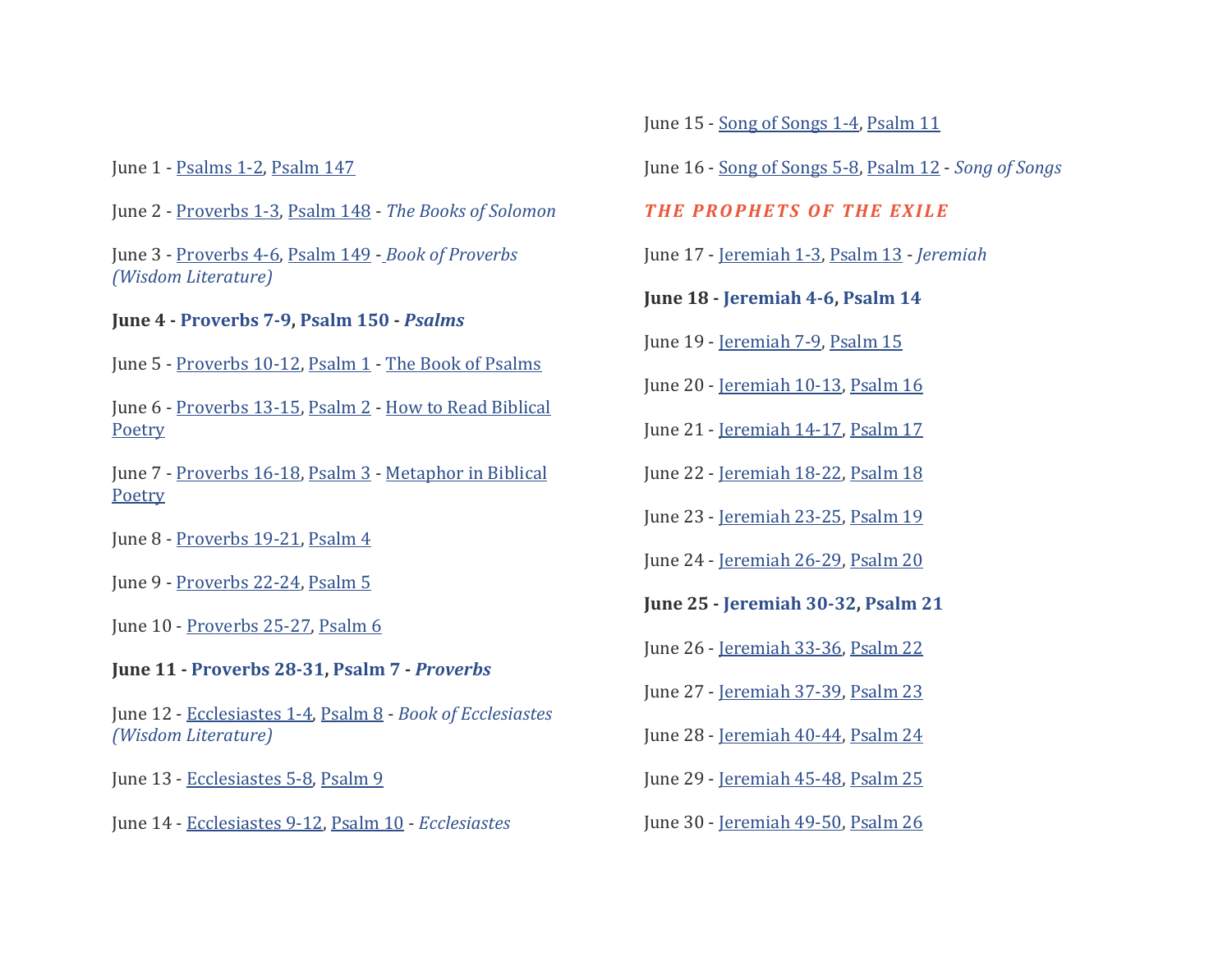June 1 - Psalms 1-2, Psalm 147

June 2 - Proverbs 1-3, Psalm 148 - *The Books of Solomon*

June 3 - Proverbs 4-6, Psalm 149 - *Book of Proverbs (Wisdom Literature)*

**June 4 - Proverbs 7-9, Psalm 150 - *Psalms***

June 5 - Proverbs 10-12, Psalm 1 - The Book of Psalms

June 6 - Proverbs 13-15, Psalm 2 - How to Read Biblical Poetry

June 7 - Proverbs 16-18, Psalm 3 - Metaphor in Biblical Poetry

June 8 - Proverbs 19-21, Psalm 4

June 9 - Proverbs 22-24, Psalm 5

June 10 - Proverbs 25-27, Psalm 6

**June 11 - Proverbs 28-31, Psalm 7 - *Proverbs***

June 12 - Ecclesiastes 1-4, Psalm 8 - *Book of Ecclesiastes (Wisdom Literature)*

June 13 - Ecclesiastes 5-8, Psalm 9

June 14 - Ecclesiastes 9-12, Psalm 10 - *Ecclesiastes*

June 15 - Song of Songs 1-4, Psalm 11

June 16 - Song of Songs 5-8, Psalm 12 - *Song of Songs*

### *THE PROPHETS OF THE EXILE*

June 17 - Jeremiah 1-3, Psalm 13 - *Jeremiah*

**June 18 - Jeremiah 4-6, Psalm 14**

June 19 - Jeremiah 7-9, Psalm 15

June 20 - Jeremiah 10-13, Psalm 16

June 21 - Jeremiah 14-17, Psalm 17

June 22 - Jeremiah 18-22, Psalm 18

June 23 - Jeremiah 23-25, Psalm 19

June 24 - Jeremiah 26-29, Psalm 20

**June 25 - Jeremiah 30-32, Psalm 21**

June 26 - Jeremiah 33-36, Psalm 22

June 27 - Jeremiah 37-39, Psalm 23

June 28 - Jeremiah 40-44, Psalm 24

June 29 - Jeremiah 45-48, Psalm 25

June 30 - Jeremiah 49-50, Psalm 26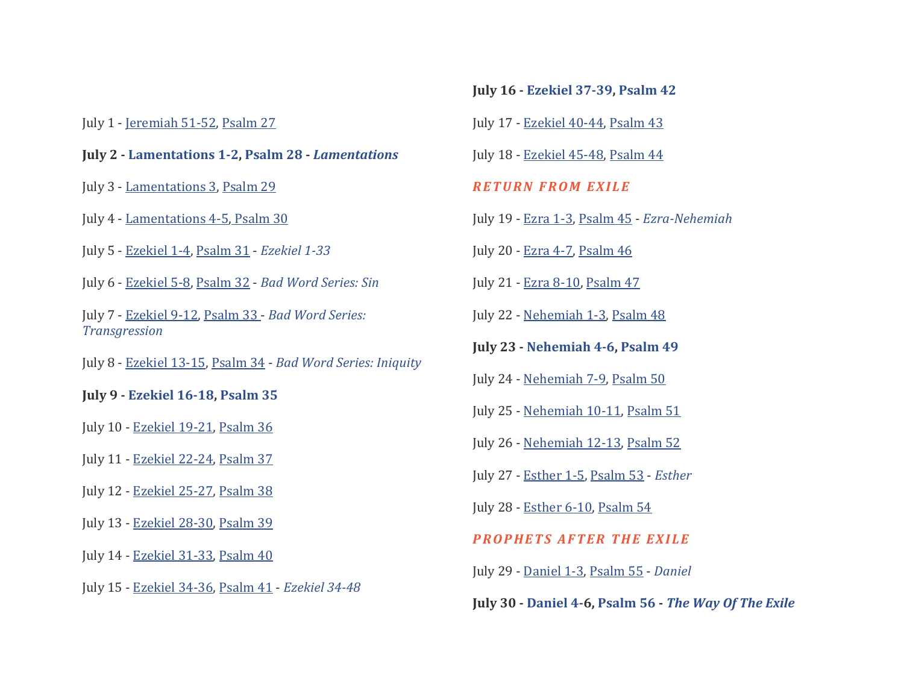July 1 - Jeremiah 51-52, Psalm 27

**July 2 - Lamentations 1-2, Psalm 28 - *Lamentations***

July 3 - Lamentations 3, Psalm 29

July 4 - Lamentations 4-5, Psalm 30

July 5 - Ezekiel 1-4, Psalm 31 - *Ezekiel 1-33*

July 6 - Ezekiel 5-8, Psalm 32 - *Bad Word Series: Sin*

July 7 - Ezekiel 9-12, Psalm 33 - *Bad Word Series: Transgression*

July 8 - Ezekiel 13-15, Psalm 34 - *Bad Word Series: Iniquity*

**July 9 - Ezekiel 16-18, Psalm 35**

July 10 - Ezekiel 19-21, Psalm 36

July 11 - Ezekiel 22-24, Psalm 37

July 12 - Ezekiel 25-27, Psalm 38

July 13 - Ezekiel 28-30, Psalm 39

July 14 - Ezekiel 31-33, Psalm 40

July 15 - Ezekiel 34-36, Psalm 41 - *Ezekiel 34-48*

**July 16 - Ezekiel 37-39, Psalm 42**

July 17 - Ezekiel 40-44, Psalm 43

July 18 - Ezekiel 45-48, Psalm 44

***RETURN FROM EXILE***

July 19 - Ezra 1-3, Psalm 45 - *Ezra-Nehemiah*

July 20 - Ezra 4-7, Psalm 46

July 21 - Ezra 8-10, Psalm 47

July 22 - Nehemiah 1-3, Psalm 48

**July 23 - Nehemiah 4-6, Psalm 49**

July 24 - Nehemiah 7-9, Psalm 50

July 25 - Nehemiah 10-11, Psalm 51

July 26 - Nehemiah 12-13, Psalm 52

July 27 - Esther 1-5, Psalm 53 - *Esther*

July 28 - Esther 6-10, Psalm 54

***PROPHETS AFTER THE EXILE***

July 29 - Daniel 1-3, Psalm 55 - *Daniel*

**July 30 - Daniel 4-6, Psalm 56 - *The Way Of The Exile***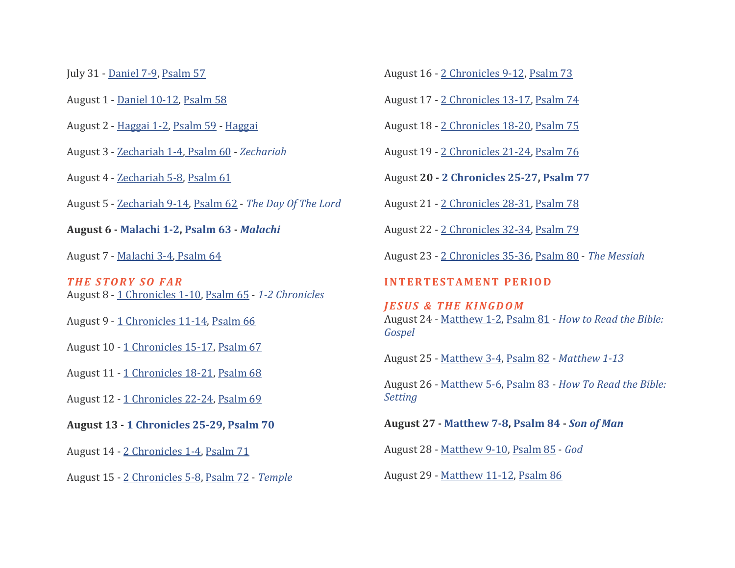July 31 - Daniel 7-9, Psalm 57

August 1 - Daniel 10-12, Psalm 58

August 2 - Haggai 1-2, Psalm 59 - Haggai

August 3 - Zechariah 1-4, Psalm 60 - *Zechariah*

August 4 - Zechariah 5-8, Psalm 61

August 5 - Zechariah 9-14, Psalm 62 - *The Day Of The Lord*

**August 6 - Malachi 1-2, Psalm 63 - *Malachi***

August 7 - Malachi 3-4, Psalm 64

***THE STORY SO FAR***

August 8 - 1 Chronicles 1-10, Psalm 65 - *1-2 Chronicles*

August 9 - 1 Chronicles 11-14, Psalm 66

August 10 - 1 Chronicles 15-17, Psalm 67

August 11 - 1 Chronicles 18-21, Psalm 68

August 12 - 1 Chronicles 22-24, Psalm 69

**August 13 - 1 Chronicles 25-29, Psalm 70**

August 14 - 2 Chronicles 1-4, Psalm 71

August 15 - 2 Chronicles 5-8, Psalm 72 - *Temple*

August 16 - 2 Chronicles 9-12, Psalm 73

August 17 - 2 Chronicles 13-17, Psalm 74

August 18 - 2 Chronicles 18-20, Psalm 75

August 19 - 2 Chronicles 21-24, Psalm 76

August **20 - 2 Chronicles 25-27, Psalm 77**

August 21 - 2 Chronicles 28-31, Psalm 78

August 22 - 2 Chronicles 32-34, Psalm 79

August 23 - 2 Chronicles 35-36, Psalm 80 - *The Messiah*

**INTERTESTAMENT PERIOD**

***JESUS & THE KINGDOM***

August 24 - Matthew 1-2, Psalm 81 - *How to Read the Bible: Gospel*

August 25 - Matthew 3-4, Psalm 82 - *Matthew 1-13*

August 26 - Matthew 5-6, Psalm 83 - *How To Read the Bible: Setting*

**August 27 - Matthew 7-8, Psalm 84 - *Son of Man***

August 28 - Matthew 9-10, Psalm 85 - *God*

August 29 - Matthew 11-12, Psalm 86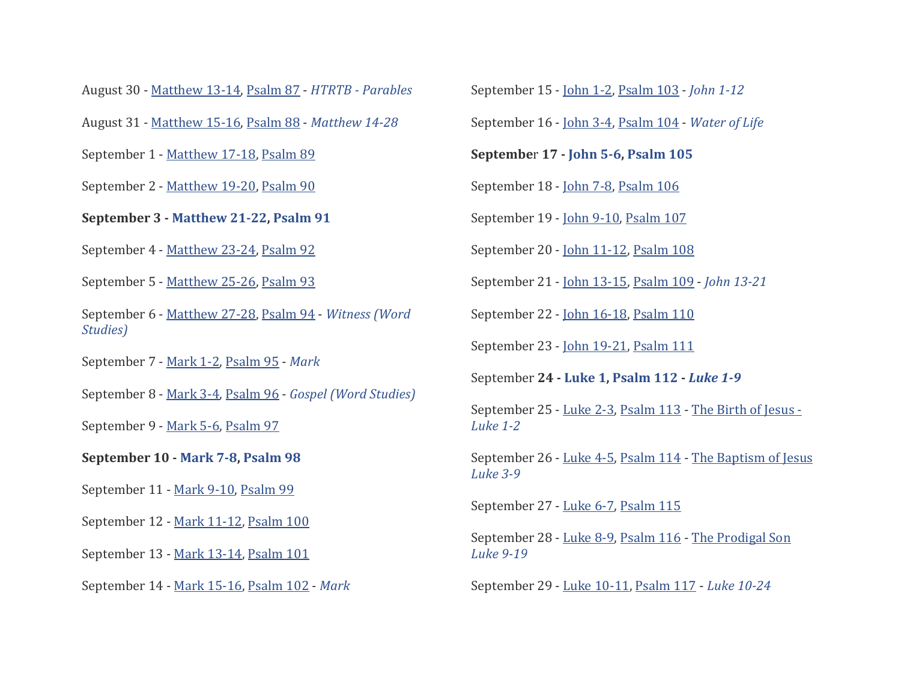August 30 - Matthew 13-14, Psalm 87 - *HTRTB - Parables*

August 31 - Matthew 15-16, Psalm 88 - *Matthew 14-28*

September 1 - Matthew 17-18, Psalm 89

September 2 - Matthew 19-20, Psalm 90

**September 3 - Matthew 21-22, Psalm 91**

September 4 - Matthew 23-24, Psalm 92

September 5 - Matthew 25-26, Psalm 93

September 6 - Matthew 27-28, Psalm 94 - *Witness (Word Studies)*

September 7 - Mark 1-2, Psalm 95 - *Mark*

September 8 - Mark 3-4, Psalm 96 - *Gospel (Word Studies)*

September 9 - Mark 5-6, Psalm 97

**September 10 - Mark 7-8, Psalm 98**

September 11 - Mark 9-10, Psalm 99

September 12 - Mark 11-12, Psalm 100

September 13 - Mark 13-14, Psalm 101

September 14 - Mark 15-16, Psalm 102 - *Mark*

September 15 - John 1-2, Psalm 103 - *John 1-12*

September 16 - John 3-4, Psalm 104 - *Water of Life*

**September 17 - John 5-6, Psalm 105**

September 18 - John 7-8, Psalm 106

September 19 - John 9-10, Psalm 107

September 20 - John 11-12, Psalm 108

September 21 - John 13-15, Psalm 109 - *John 13-21*

September 22 - John 16-18, Psalm 110

September 23 - John 19-21, Psalm 111

September **24 - Luke 1, Psalm 112 - *Luke 1-9***

September 25 - Luke 2-3, Psalm 113 - The Birth of Jesus - *Luke 1-2*

September 26 - Luke 4-5, Psalm 114 - The Baptism of Jesus *Luke 3-9*

September 27 - Luke 6-7, Psalm 115

September 28 - Luke 8-9, Psalm 116 - The Prodigal Son *Luke 9-19*

September 29 - Luke 10-11, Psalm 117 - *Luke 10-24*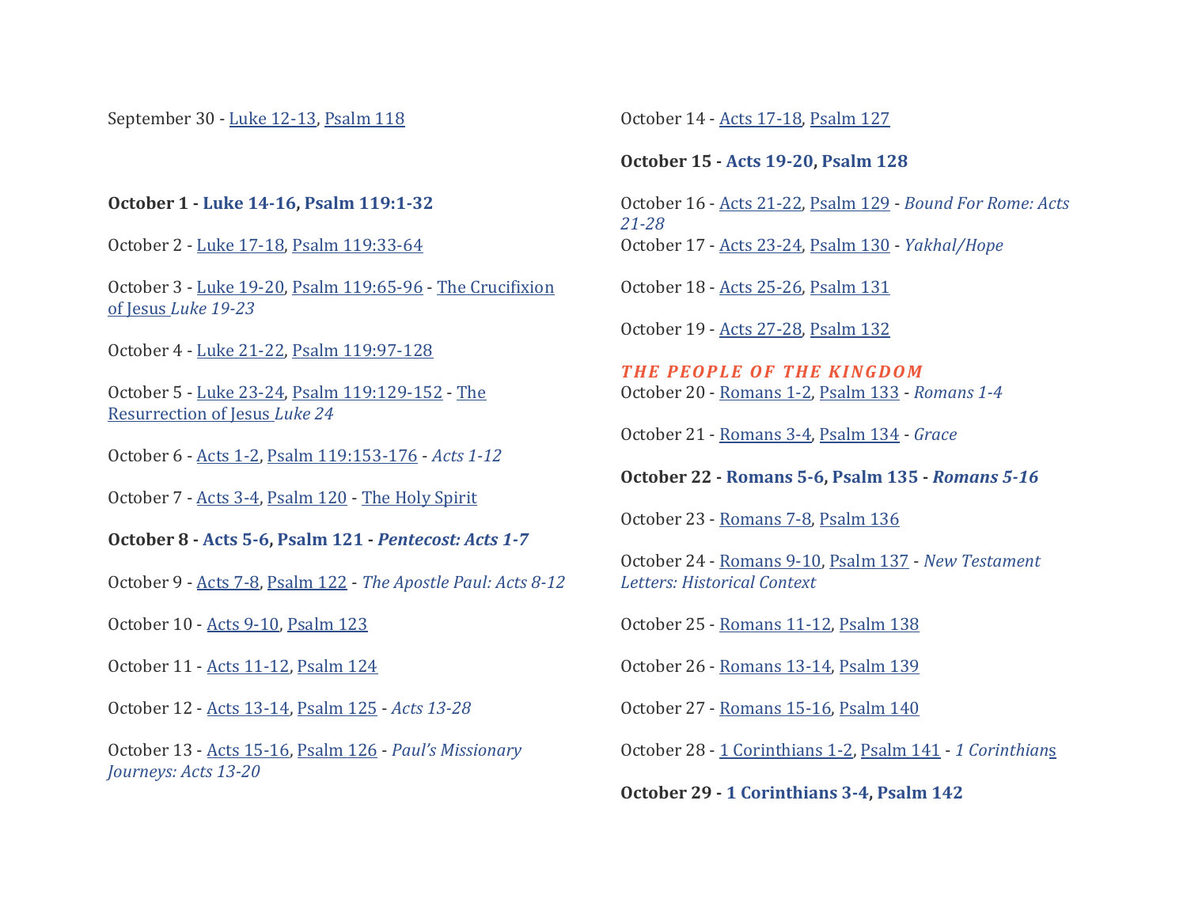September 30 - Luke 12-13, Psalm 118

**October 1 - Luke 14-16, Psalm 119:1-32**

October 2 - Luke 17-18, Psalm 119:33-64

October 3 - Luke 19-20, Psalm 119:65-96 - The Crucifixion of Jesus *Luke 19-23*

October 4 - Luke 21-22, Psalm 119:97-128

October 5 - Luke 23-24, Psalm 119:129-152 - The Resurrection of Jesus *Luke 24*

October 6 - Acts 1-2, Psalm 119:153-176 - *Acts 1-12*

October 7 - Acts 3-4, Psalm 120 - The Holy Spirit

**October 8 - Acts 5-6, Psalm 121 - *Pentecost: Acts 1-7***

October 9 - Acts 7-8, Psalm 122 - *The Apostle Paul: Acts 8-12*

October 10 - Acts 9-10, Psalm 123

October 11 - Acts 11-12, Psalm 124

October 12 - Acts 13-14, Psalm 125 - *Acts 13-28*

October 13 - Acts 15-16, Psalm 126 - *Paul's Missionary Journeys: Acts 13-20*

October 14 - Acts 17-18, Psalm 127

**October 15 - Acts 19-20, Psalm 128**

October 16 - Acts 21-22, Psalm 129 - *Bound For Rome: Acts 21-28*

October 17 - Acts 23-24, Psalm 130 - *Yakhal/Hope*

October 18 - Acts 25-26, Psalm 131

October 19 - Acts 27-28, Psalm 132

***THE PEOPLE OF THE KINGDOM***

October 20 - Romans 1-2, Psalm 133 - *Romans 1-4*

October 21 - Romans 3-4, Psalm 134 - *Grace*

**October 22 - Romans 5-6, Psalm 135 - *Romans 5-16***

October 23 - Romans 7-8, Psalm 136

October 24 - Romans 9-10, Psalm 137 - *New Testament Letters: Historical Context*

October 25 - Romans 11-12, Psalm 138

October 26 - Romans 13-14, Psalm 139

October 27 - Romans 15-16, Psalm 140

October 28 - 1 Corinthians 1-2, Psalm 141 - *1 Corinthians*

**October 29 - 1 Corinthians 3-4, Psalm 142**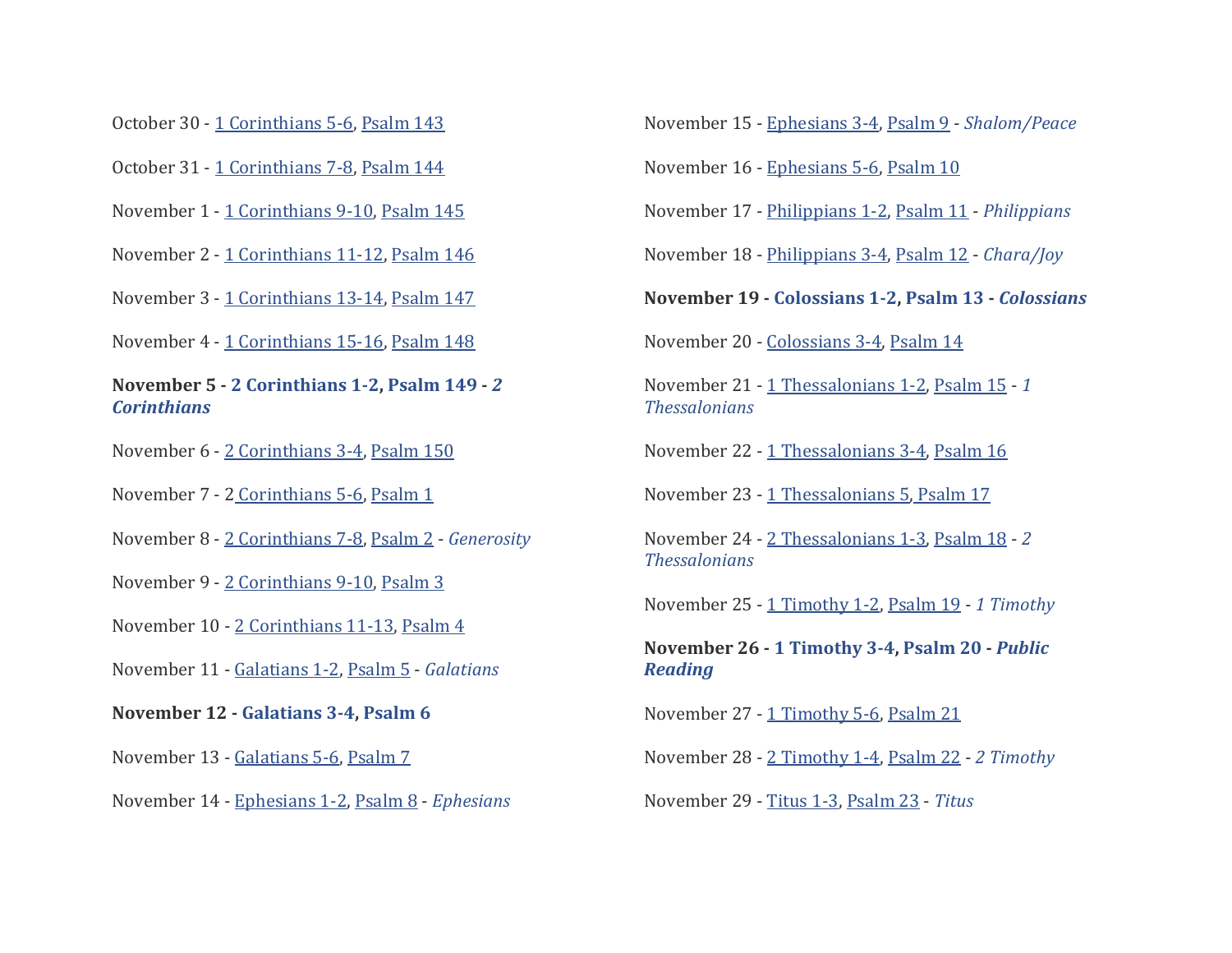October 30 - 1 Corinthians 5-6, Psalm 143

October 31 - 1 Corinthians 7-8, Psalm 144

November 1 - 1 Corinthians 9-10, Psalm 145

November 2 - 1 Corinthians 11-12, Psalm 146

November 3 - 1 Corinthians 13-14, Psalm 147

November 4 - 1 Corinthians 15-16, Psalm 148

**November 5 - 2 Corinthians 1-2, Psalm 149 - *2 Corinthians***

November 6 - 2 Corinthians 3-4, Psalm 150

November 7 - 2 Corinthians 5-6, Psalm 1

November 8 - 2 Corinthians 7-8, Psalm 2 - *Generosity*

November 9 - 2 Corinthians 9-10, Psalm 3

November 10 - 2 Corinthians 11-13, Psalm 4

November 11 - Galatians 1-2, Psalm 5 - *Galatians*

**November 12 - Galatians 3-4, Psalm 6**

November 13 - Galatians 5-6, Psalm 7

November 14 - Ephesians 1-2, Psalm 8 - *Ephesians*

November 15 - Ephesians 3-4, Psalm 9 - *Shalom/Peace*

November 16 - Ephesians 5-6, Psalm 10

November 17 - Philippians 1-2, Psalm 11 - *Philippians*

November 18 - Philippians 3-4, Psalm 12 - *Chara/Joy*

**November 19 - Colossians 1-2, Psalm 13 - *Colossians***

November 20 - Colossians 3-4, Psalm 14

November 21 - 1 Thessalonians 1-2, Psalm 15 - *1 Thessalonians*

November 22 - 1 Thessalonians 3-4, Psalm 16

November 23 - 1 Thessalonians 5, Psalm 17

November 24 - 2 Thessalonians 1-3, Psalm 18 - *2 Thessalonians*

November 25 - 1 Timothy 1-2, Psalm 19 - *1 Timothy*

**November 26 - 1 Timothy 3-4, Psalm 20 - *Public Reading***

November 27 - 1 Timothy 5-6, Psalm 21

November 28 - 2 Timothy 1-4, Psalm 22 - *2 Timothy*

November 29 - Titus 1-3, Psalm 23 - *Titus*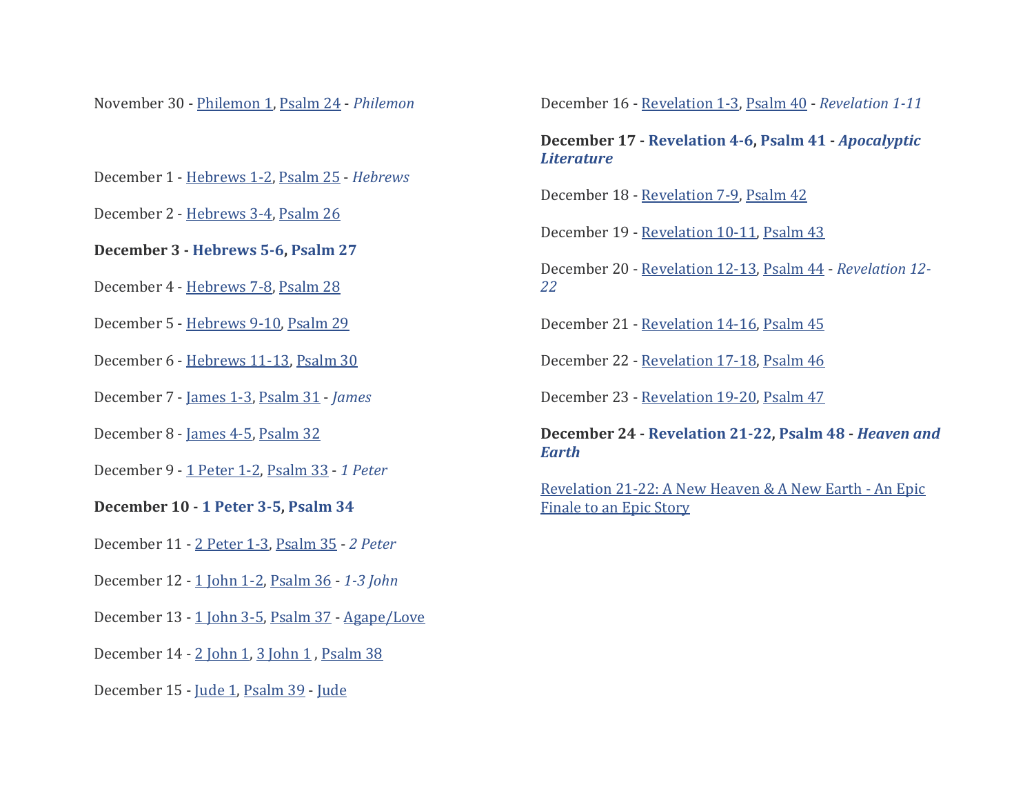November 30 - Philemon 1, Psalm 24 - *Philemon*

December 1 - Hebrews 1-2, Psalm 25 - *Hebrews*

December 2 - Hebrews 3-4, Psalm 26

**December 3 - Hebrews 5-6, Psalm 27**

December 4 - Hebrews 7-8, Psalm 28

December 5 - Hebrews 9-10, Psalm 29

December 6 - Hebrews 11-13, Psalm 30

December 7 - James 1-3, Psalm 31 - *James*

December 8 - James 4-5, Psalm 32

December 9 - 1 Peter 1-2, Psalm 33 - *1 Peter*

**December 10 - 1 Peter 3-5, Psalm 34**

December 11 - 2 Peter 1-3, Psalm 35 - *2 Peter*

December 12 - 1 John 1-2, Psalm 36 - *1-3 John*

December 13 - 1 John 3-5, Psalm 37 - Agape/Love

December 14 - 2 John 1, 3 John 1 , Psalm 38

December 15 - Jude 1, Psalm 39 - Jude

December 16 - Revelation 1-3, Psalm 40 - *Revelation 1-11*

**December 17 - Revelation 4-6, Psalm 41 - *Apocalyptic Literature***

December 18 - Revelation 7-9, Psalm 42

December 19 - Revelation 10-11, Psalm 43

December 20 - Revelation 12-13, Psalm 44 - *Revelation 12-22*

December 21 - Revelation 14-16, Psalm 45

December 22 - Revelation 17-18, Psalm 46

December 23 - Revelation 19-20, Psalm 47

**December 24 - Revelation 21-22, Psalm 48 - *Heaven and Earth***

Revelation 21-22: A New Heaven & A New Earth - An Epic Finale to an Epic Story